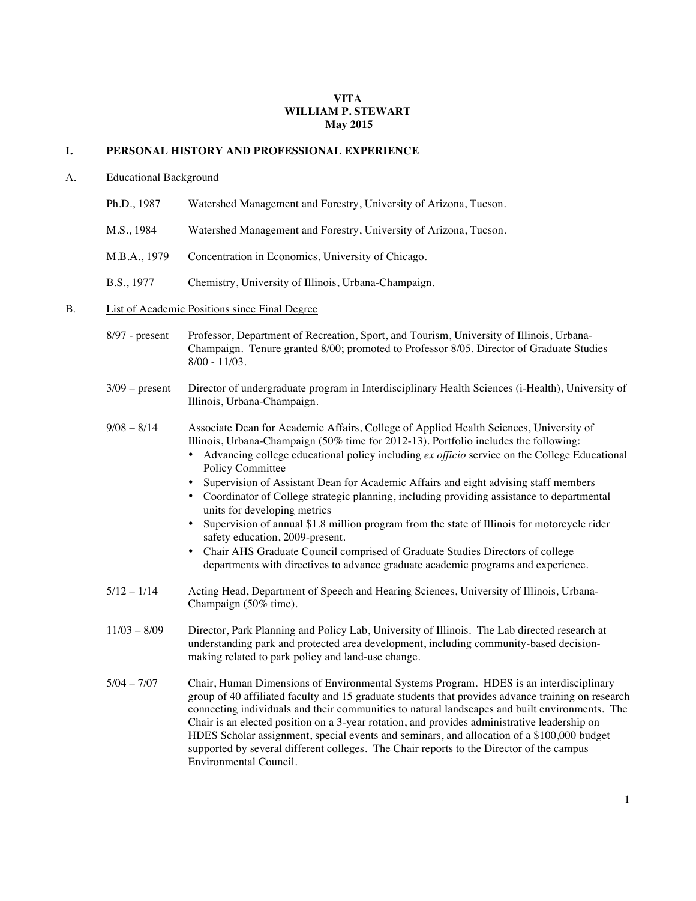# VITA
# WILLIAM P. STEWART
# May 2015

## I. PERSONAL HISTORY AND PROFESSIONAL EXPERIENCE

### A. Educational Background

Ph.D., 1987 Watershed Management and Forestry, University of Arizona, Tucson.

M.S., 1984 Watershed Management and Forestry, University of Arizona, Tucson.

M.B.A., 1979 Concentration in Economics, University of Chicago.

B.S., 1977 Chemistry, University of Illinois, Urbana-Champaign.

### B. List of Academic Positions since Final Degree

8/97 - present Professor, Department of Recreation, Sport, and Tourism, University of Illinois, Urbana-Champaign. Tenure granted 8/00; promoted to Professor 8/05. Director of Graduate Studies 8/00 - 11/03.

3/09 – present Director of undergraduate program in Interdisciplinary Health Sciences (i-Health), University of Illinois, Urbana-Champaign.

9/08 – 8/14 Associate Dean for Academic Affairs, College of Applied Health Sciences, University of Illinois, Urbana-Champaign (50% time for 2012-13). Portfolio includes the following:

- Advancing college educational policy including *ex officio* service on the College Educational Policy Committee
- Supervision of Assistant Dean for Academic Affairs and eight advising staff members
- Coordinator of College strategic planning, including providing assistance to departmental units for developing metrics
- Supervision of annual $1.8 million program from the state of Illinois for motorcycle rider safety education, 2009-present.
- Chair AHS Graduate Council comprised of Graduate Studies Directors of college departments with directives to advance graduate academic programs and experience.

5/12 – 1/14 Acting Head, Department of Speech and Hearing Sciences, University of Illinois, Urbana-Champaign (50% time).

11/03 – 8/09 Director, Park Planning and Policy Lab, University of Illinois. The Lab directed research at understanding park and protected area development, including community-based decision-making related to park policy and land-use change.

5/04 – 7/07 Chair, Human Dimensions of Environmental Systems Program. HDES is an interdisciplinary group of 40 affiliated faculty and 15 graduate students that provides advance training on research connecting individuals and their communities to natural landscapes and built environments. The Chair is an elected position on a 3-year rotation, and provides administrative leadership on HDES Scholar assignment, special events and seminars, and allocation of a $100,000 budget supported by several different colleges. The Chair reports to the Director of the campus Environmental Council.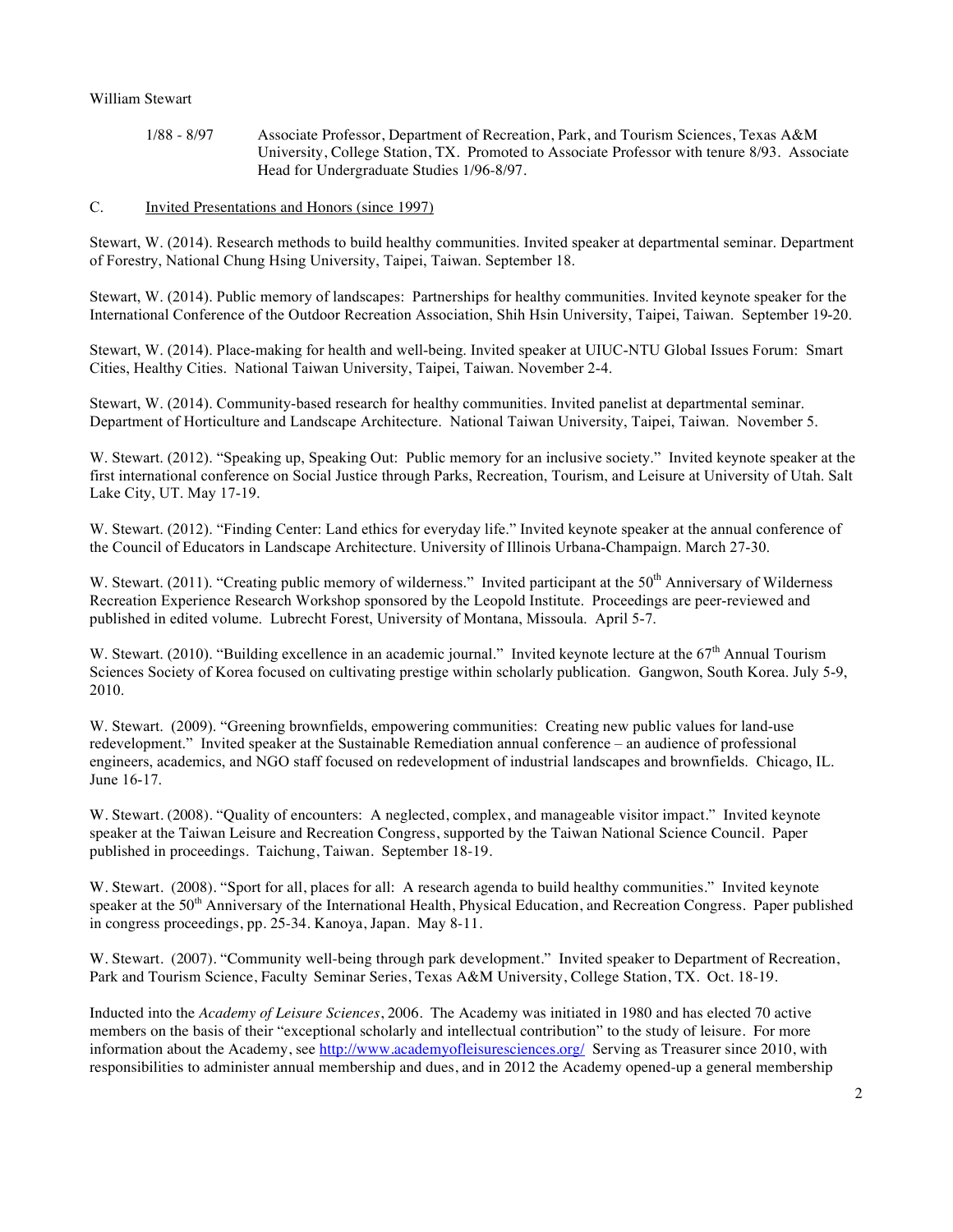1/88 - 8/97 Associate Professor, Department of Recreation, Park, and Tourism Sciences, Texas A&M University, College Station, TX. Promoted to Associate Professor with tenure 8/93. Associate Head for Undergraduate Studies 1/96-8/97.

C. Invited Presentations and Honors (since 1997)

Stewart, W. (2014). Research methods to build healthy communities. Invited speaker at departmental seminar. Department of Forestry, National Chung Hsing University, Taipei, Taiwan. September 18.

Stewart, W. (2014). Public memory of landscapes: Partnerships for healthy communities. Invited keynote speaker for the International Conference of the Outdoor Recreation Association, Shih Hsin University, Taipei, Taiwan. September 19-20.

Stewart, W. (2014). Place-making for health and well-being. Invited speaker at UIUC-NTU Global Issues Forum: Smart Cities, Healthy Cities. National Taiwan University, Taipei, Taiwan. November 2-4.

Stewart, W. (2014). Community-based research for healthy communities. Invited panelist at departmental seminar. Department of Horticulture and Landscape Architecture. National Taiwan University, Taipei, Taiwan. November 5.

W. Stewart. (2012). "Speaking up, Speaking Out: Public memory for an inclusive society." Invited keynote speaker at the first international conference on Social Justice through Parks, Recreation, Tourism, and Leisure at University of Utah. Salt Lake City, UT. May 17-19.

W. Stewart. (2012). "Finding Center: Land ethics for everyday life." Invited keynote speaker at the annual conference of the Council of Educators in Landscape Architecture. University of Illinois Urbana-Champaign. March 27-30.

W. Stewart. (2011). "Creating public memory of wilderness." Invited participant at the 50th Anniversary of Wilderness Recreation Experience Research Workshop sponsored by the Leopold Institute. Proceedings are peer-reviewed and published in edited volume. Lubrecht Forest, University of Montana, Missoula. April 5-7.

W. Stewart. (2010). "Building excellence in an academic journal." Invited keynote lecture at the 67th Annual Tourism Sciences Society of Korea focused on cultivating prestige within scholarly publication. Gangwon, South Korea. July 5-9, 2010.

W. Stewart. (2009). "Greening brownfields, empowering communities: Creating new public values for land-use redevelopment." Invited speaker at the Sustainable Remediation annual conference – an audience of professional engineers, academics, and NGO staff focused on redevelopment of industrial landscapes and brownfields. Chicago, IL. June 16-17.

W. Stewart. (2008). "Quality of encounters: A neglected, complex, and manageable visitor impact." Invited keynote speaker at the Taiwan Leisure and Recreation Congress, supported by the Taiwan National Science Council. Paper published in proceedings. Taichung, Taiwan. September 18-19.

W. Stewart. (2008). "Sport for all, places for all: A research agenda to build healthy communities." Invited keynote speaker at the 50th Anniversary of the International Health, Physical Education, and Recreation Congress. Paper published in congress proceedings, pp. 25-34. Kanoya, Japan. May 8-11.

W. Stewart. (2007). "Community well-being through park development." Invited speaker to Department of Recreation, Park and Tourism Science, Faculty Seminar Series, Texas A&M University, College Station, TX. Oct. 18-19.

Inducted into the *Academy of Leisure Sciences*, 2006. The Academy was initiated in 1980 and has elected 70 active members on the basis of their "exceptional scholarly and intellectual contribution" to the study of leisure. For more information about the Academy, see http://www.academyofleisuresciences.org/ Serving as Treasurer since 2010, with responsibilities to administer annual membership and dues, and in 2012 the Academy opened-up a general membership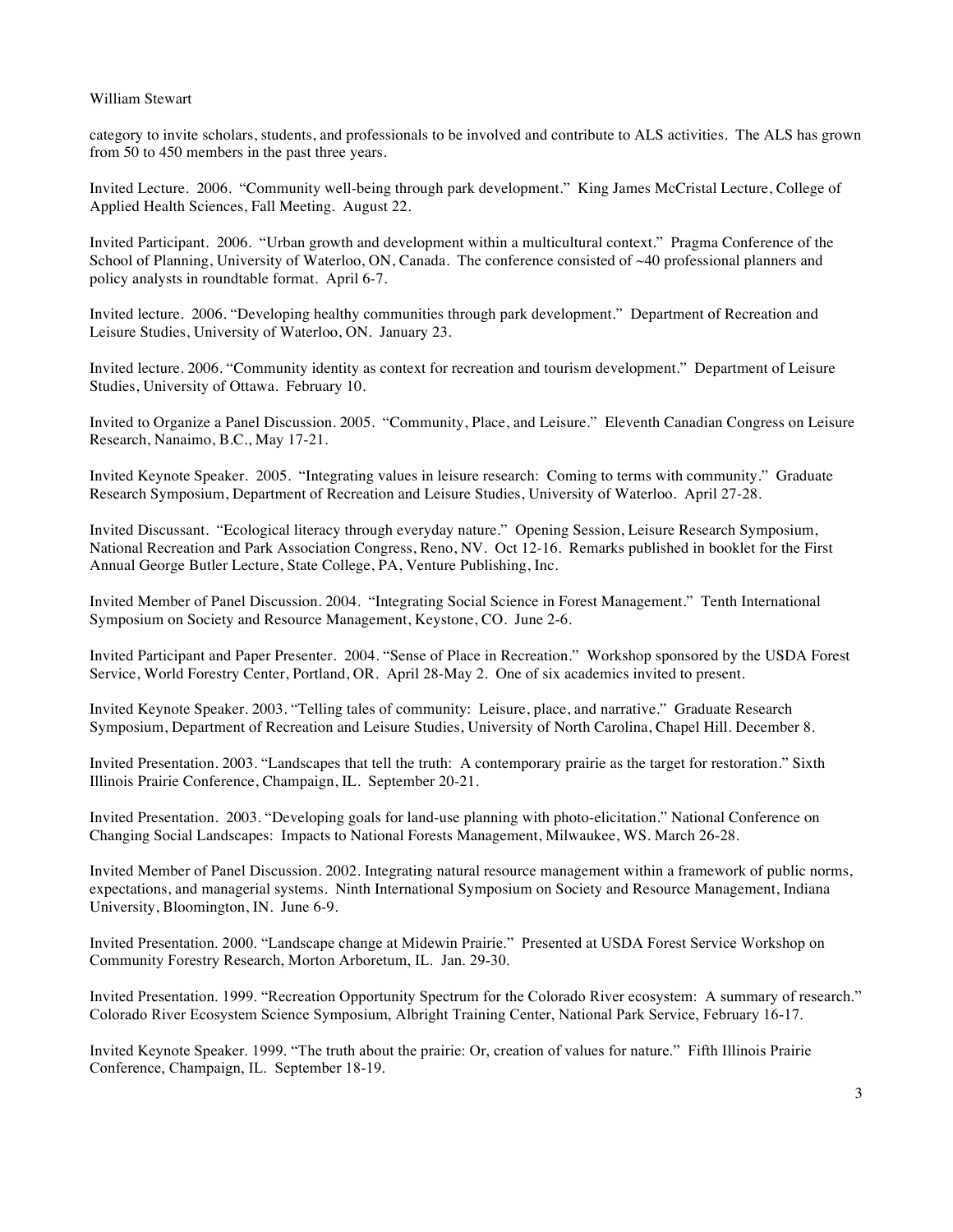category to invite scholars, students, and professionals to be involved and contribute to ALS activities. The ALS has grown from 50 to 450 members in the past three years.

Invited Lecture. 2006. "Community well-being through park development." King James McCristal Lecture, College of Applied Health Sciences, Fall Meeting. August 22.

Invited Participant. 2006. "Urban growth and development within a multicultural context." Pragma Conference of the School of Planning, University of Waterloo, ON, Canada. The conference consisted of ~40 professional planners and policy analysts in roundtable format. April 6-7.

Invited lecture. 2006. "Developing healthy communities through park development." Department of Recreation and Leisure Studies, University of Waterloo, ON. January 23.

Invited lecture. 2006. "Community identity as context for recreation and tourism development." Department of Leisure Studies, University of Ottawa. February 10.

Invited to Organize a Panel Discussion. 2005. "Community, Place, and Leisure." Eleventh Canadian Congress on Leisure Research, Nanaimo, B.C., May 17-21.

Invited Keynote Speaker. 2005. "Integrating values in leisure research: Coming to terms with community." Graduate Research Symposium, Department of Recreation and Leisure Studies, University of Waterloo. April 27-28.

Invited Discussant. "Ecological literacy through everyday nature." Opening Session, Leisure Research Symposium, National Recreation and Park Association Congress, Reno, NV. Oct 12-16. Remarks published in booklet for the First Annual George Butler Lecture, State College, PA, Venture Publishing, Inc.

Invited Member of Panel Discussion. 2004. "Integrating Social Science in Forest Management." Tenth International Symposium on Society and Resource Management, Keystone, CO. June 2-6.

Invited Participant and Paper Presenter. 2004. "Sense of Place in Recreation." Workshop sponsored by the USDA Forest Service, World Forestry Center, Portland, OR. April 28-May 2. One of six academics invited to present.

Invited Keynote Speaker. 2003. "Telling tales of community: Leisure, place, and narrative." Graduate Research Symposium, Department of Recreation and Leisure Studies, University of North Carolina, Chapel Hill. December 8.

Invited Presentation. 2003. "Landscapes that tell the truth: A contemporary prairie as the target for restoration." Sixth Illinois Prairie Conference, Champaign, IL. September 20-21.

Invited Presentation. 2003. "Developing goals for land-use planning with photo-elicitation." National Conference on Changing Social Landscapes: Impacts to National Forests Management, Milwaukee, WS. March 26-28.

Invited Member of Panel Discussion. 2002. Integrating natural resource management within a framework of public norms, expectations, and managerial systems. Ninth International Symposium on Society and Resource Management, Indiana University, Bloomington, IN. June 6-9.

Invited Presentation. 2000. "Landscape change at Midewin Prairie." Presented at USDA Forest Service Workshop on Community Forestry Research, Morton Arboretum, IL. Jan. 29-30.

Invited Presentation. 1999. "Recreation Opportunity Spectrum for the Colorado River ecosystem: A summary of research." Colorado River Ecosystem Science Symposium, Albright Training Center, National Park Service, February 16-17.

Invited Keynote Speaker. 1999. "The truth about the prairie: Or, creation of values for nature." Fifth Illinois Prairie Conference, Champaign, IL. September 18-19.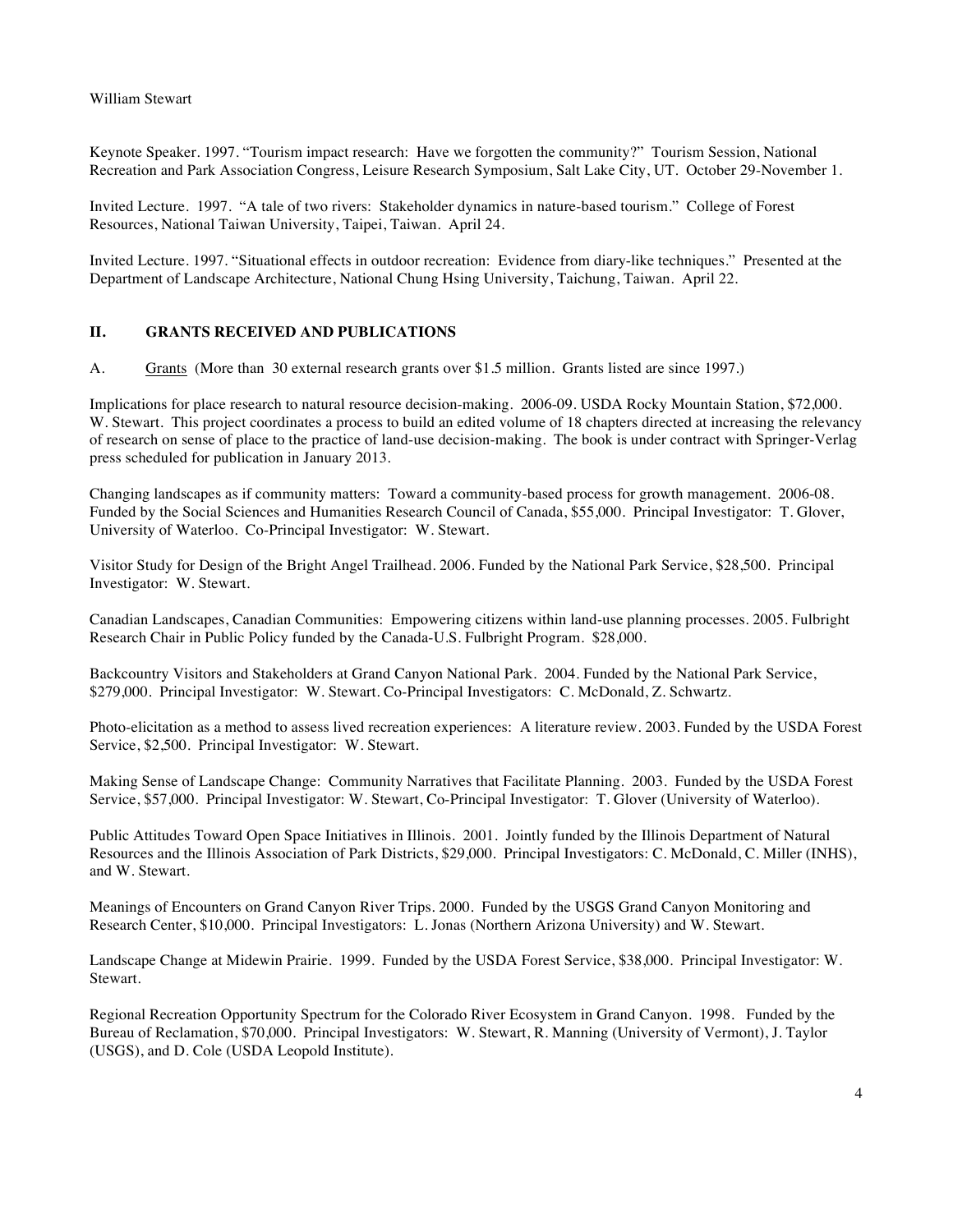Keynote Speaker. 1997. "Tourism impact research: Have we forgotten the community?" Tourism Session, National Recreation and Park Association Congress, Leisure Research Symposium, Salt Lake City, UT. October 29-November 1.

Invited Lecture. 1997. "A tale of two rivers: Stakeholder dynamics in nature-based tourism." College of Forest Resources, National Taiwan University, Taipei, Taiwan. April 24.

Invited Lecture. 1997. "Situational effects in outdoor recreation: Evidence from diary-like techniques." Presented at the Department of Landscape Architecture, National Chung Hsing University, Taichung, Taiwan. April 22.

## II. GRANTS RECEIVED AND PUBLICATIONS

A. Grants (More than 30 external research grants over $1.5 million. Grants listed are since 1997.)

Implications for place research to natural resource decision-making. 2006-09. USDA Rocky Mountain Station, $72,000. W. Stewart. This project coordinates a process to build an edited volume of 18 chapters directed at increasing the relevancy of research on sense of place to the practice of land-use decision-making. The book is under contract with Springer-Verlag press scheduled for publication in January 2013.

Changing landscapes as if community matters: Toward a community-based process for growth management. 2006-08. Funded by the Social Sciences and Humanities Research Council of Canada, $55,000. Principal Investigator: T. Glover, University of Waterloo. Co-Principal Investigator: W. Stewart.

Visitor Study for Design of the Bright Angel Trailhead. 2006. Funded by the National Park Service, $28,500. Principal Investigator: W. Stewart.

Canadian Landscapes, Canadian Communities: Empowering citizens within land-use planning processes. 2005. Fulbright Research Chair in Public Policy funded by the Canada-U.S. Fulbright Program. $28,000.

Backcountry Visitors and Stakeholders at Grand Canyon National Park. 2004. Funded by the National Park Service, $279,000. Principal Investigator: W. Stewart. Co-Principal Investigators: C. McDonald, Z. Schwartz.

Photo-elicitation as a method to assess lived recreation experiences: A literature review. 2003. Funded by the USDA Forest Service, $2,500. Principal Investigator: W. Stewart.

Making Sense of Landscape Change: Community Narratives that Facilitate Planning. 2003. Funded by the USDA Forest Service, $57,000. Principal Investigator: W. Stewart, Co-Principal Investigator: T. Glover (University of Waterloo).

Public Attitudes Toward Open Space Initiatives in Illinois. 2001. Jointly funded by the Illinois Department of Natural Resources and the Illinois Association of Park Districts, $29,000. Principal Investigators: C. McDonald, C. Miller (INHS), and W. Stewart.

Meanings of Encounters on Grand Canyon River Trips. 2000. Funded by the USGS Grand Canyon Monitoring and Research Center, $10,000. Principal Investigators: L. Jonas (Northern Arizona University) and W. Stewart.

Landscape Change at Midewin Prairie. 1999. Funded by the USDA Forest Service, $38,000. Principal Investigator: W. Stewart.

Regional Recreation Opportunity Spectrum for the Colorado River Ecosystem in Grand Canyon. 1998. Funded by the Bureau of Reclamation, $70,000. Principal Investigators: W. Stewart, R. Manning (University of Vermont), J. Taylor (USGS), and D. Cole (USDA Leopold Institute).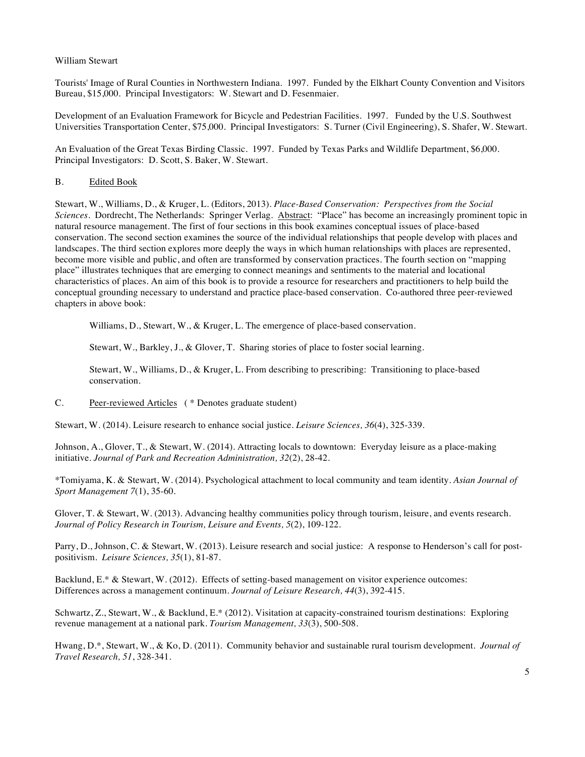William Stewart

Tourists' Image of Rural Counties in Northwestern Indiana. 1997. Funded by the Elkhart County Convention and Visitors Bureau, $15,000. Principal Investigators: W. Stewart and D. Fesenmaier.

Development of an Evaluation Framework for Bicycle and Pedestrian Facilities. 1997. Funded by the U.S. Southwest Universities Transportation Center, $75,000. Principal Investigators: S. Turner (Civil Engineering), S. Shafer, W. Stewart.

An Evaluation of the Great Texas Birding Classic. 1997. Funded by Texas Parks and Wildlife Department, $6,000. Principal Investigators: D. Scott, S. Baker, W. Stewart.

## B. Edited Book

Stewart, W., Williams, D., & Kruger, L. (Editors, 2013). *Place-Based Conservation: Perspectives from the Social Sciences*. Dordrecht, The Netherlands: Springer Verlag. Abstract: "Place" has become an increasingly prominent topic in natural resource management. The first of four sections in this book examines conceptual issues of place-based conservation. The second section examines the source of the individual relationships that people develop with places and landscapes. The third section explores more deeply the ways in which human relationships with places are represented, become more visible and public, and often are transformed by conservation practices. The fourth section on "mapping place" illustrates techniques that are emerging to connect meanings and sentiments to the material and locational characteristics of places. An aim of this book is to provide a resource for researchers and practitioners to help build the conceptual grounding necessary to understand and practice place-based conservation. Co-authored three peer-reviewed chapters in above book:

> Williams, D., Stewart, W., & Kruger, L. The emergence of place-based conservation.
>
> Stewart, W., Barkley, J., & Glover, T. Sharing stories of place to foster social learning.
>
> Stewart, W., Williams, D., & Kruger, L. From describing to prescribing: Transitioning to place-based conservation.

## C. Peer-reviewed Articles ( * Denotes graduate student)

Stewart, W. (2014). Leisure research to enhance social justice. *Leisure Sciences, 36*(4), 325-339.

Johnson, A., Glover, T., & Stewart, W. (2014). Attracting locals to downtown: Everyday leisure as a place-making initiative. *Journal of Park and Recreation Administration, 32*(2), 28-42.

*Tomiyama, K. & Stewart, W. (2014). Psychological attachment to local community and team identity. *Asian Journal of Sport Management 7*(1), 35-60.

Glover, T. & Stewart, W. (2013). Advancing healthy communities policy through tourism, leisure, and events research. *Journal of Policy Research in Tourism, Leisure and Events, 5*(2), 109-122.

Parry, D., Johnson, C. & Stewart, W. (2013). Leisure research and social justice: A response to Henderson's call for post-positivism. *Leisure Sciences, 35*(1), 81-87.

Backlund, E.* & Stewart, W. (2012). Effects of setting-based management on visitor experience outcomes: Differences across a management continuum. *Journal of Leisure Research, 44*(3), 392-415.

Schwartz, Z., Stewart, W., & Backlund, E.* (2012). Visitation at capacity-constrained tourism destinations: Exploring revenue management at a national park. *Tourism Management, 33*(3), 500-508.

Hwang, D.*, Stewart, W., & Ko, D. (2011). Community behavior and sustainable rural tourism development. *Journal of Travel Research, 51*, 328-341.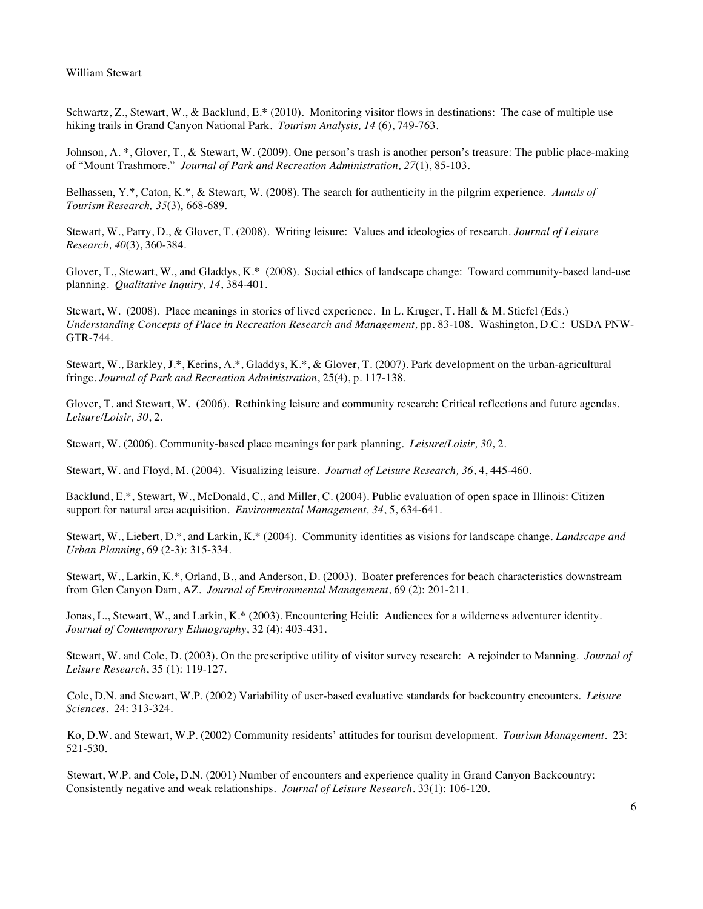Schwartz, Z., Stewart, W., & Backlund, E.* (2010). Monitoring visitor flows in destinations: The case of multiple use hiking trails in Grand Canyon National Park. *Tourism Analysis, 14* (6), 749-763.

Johnson, A. *, Glover, T., & Stewart, W. (2009). One person's trash is another person's treasure: The public place-making of "Mount Trashmore." *Journal of Park and Recreation Administration, 27*(1), 85-103.

Belhassen, Y.*, Caton, K.*, & Stewart, W. (2008). The search for authenticity in the pilgrim experience. *Annals of Tourism Research, 35*(3), 668-689.

Stewart, W., Parry, D., & Glover, T. (2008). Writing leisure: Values and ideologies of research. *Journal of Leisure Research, 40*(3), 360-384.

Glover, T., Stewart, W., and Gladdys, K.* (2008). Social ethics of landscape change: Toward community-based land-use planning. *Qualitative Inquiry, 14*, 384-401.

Stewart, W. (2008). Place meanings in stories of lived experience. In L. Kruger, T. Hall & M. Stiefel (Eds.) *Understanding Concepts of Place in Recreation Research and Management,* pp. 83-108. Washington, D.C.: USDA PNW-GTR-744.

Stewart, W., Barkley, J.*, Kerins, A.*, Gladdys, K.*, & Glover, T. (2007). Park development on the urban-agricultural fringe. *Journal of Park and Recreation Administration*, 25(4), p. 117-138.

Glover, T. and Stewart, W. (2006). Rethinking leisure and community research: Critical reflections and future agendas. *Leisure/Loisir, 30*, 2.

Stewart, W. (2006). Community-based place meanings for park planning. *Leisure/Loisir, 30*, 2.

Stewart, W. and Floyd, M. (2004). Visualizing leisure. *Journal of Leisure Research, 36*, 4, 445-460.

Backlund, E.*, Stewart, W., McDonald, C., and Miller, C. (2004). Public evaluation of open space in Illinois: Citizen support for natural area acquisition. *Environmental Management, 34*, 5, 634-641.

Stewart, W., Liebert, D.*, and Larkin, K.* (2004). Community identities as visions for landscape change. *Landscape and Urban Planning*, 69 (2-3): 315-334.

Stewart, W., Larkin, K.*, Orland, B., and Anderson, D. (2003). Boater preferences for beach characteristics downstream from Glen Canyon Dam, AZ. *Journal of Environmental Management*, 69 (2): 201-211.

Jonas, L., Stewart, W., and Larkin, K.* (2003). Encountering Heidi: Audiences for a wilderness adventurer identity. *Journal of Contemporary Ethnography*, 32 (4): 403-431.

Stewart, W. and Cole, D. (2003). On the prescriptive utility of visitor survey research: A rejoinder to Manning. *Journal of Leisure Research*, 35 (1): 119-127.

Cole, D.N. and Stewart, W.P. (2002) Variability of user-based evaluative standards for backcountry encounters. *Leisure Sciences*. 24: 313-324.

Ko, D.W. and Stewart, W.P. (2002) Community residents' attitudes for tourism development. *Tourism Management*. 23: 521-530.

Stewart, W.P. and Cole, D.N. (2001) Number of encounters and experience quality in Grand Canyon Backcountry: Consistently negative and weak relationships. *Journal of Leisure Research*. 33(1): 106-120.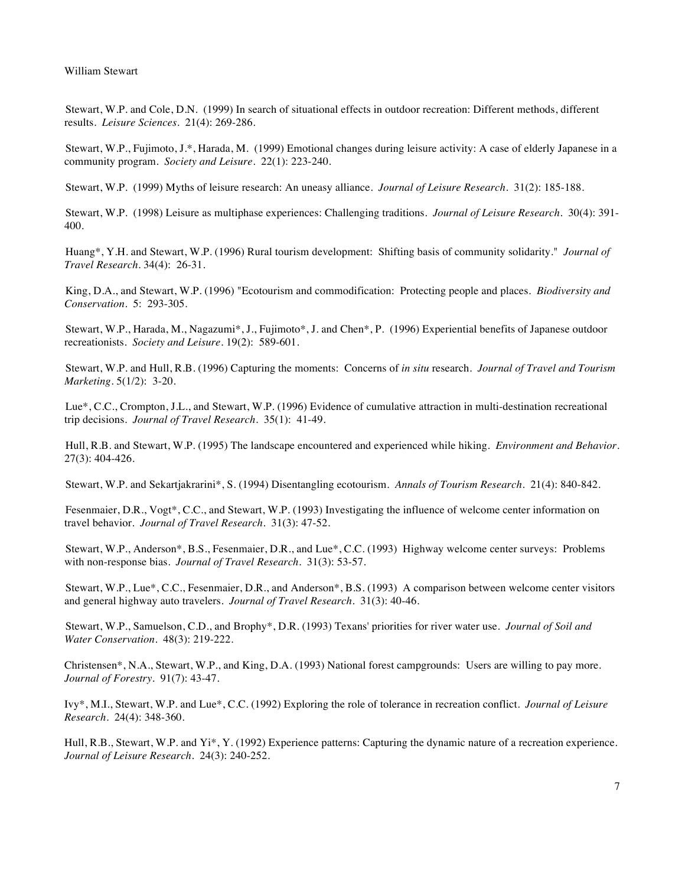Stewart, W.P. and Cole, D.N. (1999) In search of situational effects in outdoor recreation: Different methods, different results. *Leisure Sciences*. 21(4): 269-286.

Stewart, W.P., Fujimoto, J.*, Harada, M. (1999) Emotional changes during leisure activity: A case of elderly Japanese in a community program. *Society and Leisure*. 22(1): 223-240.

Stewart, W.P. (1999) Myths of leisure research: An uneasy alliance. *Journal of Leisure Research*. 31(2): 185-188.

Stewart, W.P. (1998) Leisure as multiphase experiences: Challenging traditions. *Journal of Leisure Research*. 30(4): 391-400.

Huang*, Y.H. and Stewart, W.P. (1996) Rural tourism development: Shifting basis of community solidarity." *Journal of Travel Research*. 34(4): 26-31.

King, D.A., and Stewart, W.P. (1996) "Ecotourism and commodification: Protecting people and places. *Biodiversity and Conservation*. 5: 293-305.

Stewart, W.P., Harada, M., Nagazumi*, J., Fujimoto*, J. and Chen*, P. (1996) Experiential benefits of Japanese outdoor recreationists. *Society and Leisure*. 19(2): 589-601.

Stewart, W.P. and Hull, R.B. (1996) Capturing the moments: Concerns of *in situ* research. *Journal of Travel and Tourism Marketing*. 5(1/2): 3-20.

Lue*, C.C., Crompton, J.L., and Stewart, W.P. (1996) Evidence of cumulative attraction in multi-destination recreational trip decisions. *Journal of Travel Research*. 35(1): 41-49.

Hull, R.B. and Stewart, W.P. (1995) The landscape encountered and experienced while hiking. *Environment and Behavior*. 27(3): 404-426.

Stewart, W.P. and Sekartjakrarini*, S. (1994) Disentangling ecotourism. *Annals of Tourism Research*. 21(4): 840-842.

Fesenmaier, D.R., Vogt*, C.C., and Stewart, W.P. (1993) Investigating the influence of welcome center information on travel behavior. *Journal of Travel Research*. 31(3): 47-52.

Stewart, W.P., Anderson*, B.S., Fesenmaier, D.R., and Lue*, C.C. (1993) Highway welcome center surveys: Problems with non-response bias. *Journal of Travel Research*. 31(3): 53-57.

Stewart, W.P., Lue*, C.C., Fesenmaier, D.R., and Anderson*, B.S. (1993) A comparison between welcome center visitors and general highway auto travelers. *Journal of Travel Research*. 31(3): 40-46.

Stewart, W.P., Samuelson, C.D., and Brophy*, D.R. (1993) Texans' priorities for river water use. *Journal of Soil and Water Conservation*. 48(3): 219-222.

Christensen*, N.A., Stewart, W.P., and King, D.A. (1993) National forest campgrounds: Users are willing to pay more. *Journal of Forestry*. 91(7): 43-47.

Ivy*, M.I., Stewart, W.P. and Lue*, C.C. (1992) Exploring the role of tolerance in recreation conflict. *Journal of Leisure Research*. 24(4): 348-360.

Hull, R.B., Stewart, W.P. and Yi*, Y. (1992) Experience patterns: Capturing the dynamic nature of a recreation experience. *Journal of Leisure Research*. 24(3): 240-252.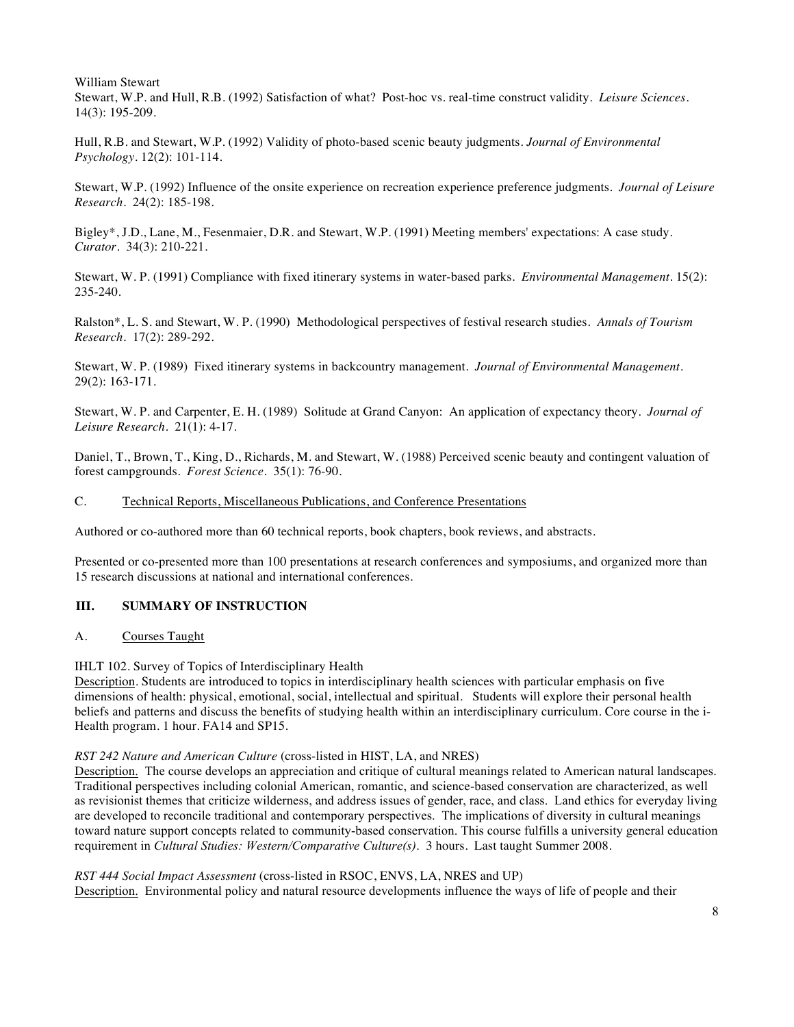William Stewart

Stewart, W.P. and Hull, R.B. (1992) Satisfaction of what? Post-hoc vs. real-time construct validity. *Leisure Sciences*. 14(3): 195-209.

Hull, R.B. and Stewart, W.P. (1992) Validity of photo-based scenic beauty judgments. *Journal of Environmental Psychology*. 12(2): 101-114.

Stewart, W.P. (1992) Influence of the onsite experience on recreation experience preference judgments. *Journal of Leisure Research*. 24(2): 185-198.

Bigley*, J.D., Lane, M., Fesenmaier, D.R. and Stewart, W.P. (1991) Meeting members' expectations: A case study. *Curator*. 34(3): 210-221.

Stewart, W. P. (1991) Compliance with fixed itinerary systems in water-based parks. *Environmental Management*. 15(2): 235-240.

Ralston*, L. S. and Stewart, W. P. (1990) Methodological perspectives of festival research studies. *Annals of Tourism Research*. 17(2): 289-292.

Stewart, W. P. (1989) Fixed itinerary systems in backcountry management. *Journal of Environmental Management*. 29(2): 163-171.

Stewart, W. P. and Carpenter, E. H. (1989) Solitude at Grand Canyon: An application of expectancy theory. *Journal of Leisure Research*. 21(1): 4-17.

Daniel, T., Brown, T., King, D., Richards, M. and Stewart, W. (1988) Perceived scenic beauty and contingent valuation of forest campgrounds. *Forest Science*. 35(1): 76-90.

C. Technical Reports, Miscellaneous Publications, and Conference Presentations

Authored or co-authored more than 60 technical reports, book chapters, book reviews, and abstracts.

Presented or co-presented more than 100 presentations at research conferences and symposiums, and organized more than 15 research discussions at national and international conferences.

## III. SUMMARY OF INSTRUCTION

A. Courses Taught

IHLT 102. Survey of Topics of Interdisciplinary Health
Description. Students are introduced to topics in interdisciplinary health sciences with particular emphasis on five dimensions of health: physical, emotional, social, intellectual and spiritual. Students will explore their personal health beliefs and patterns and discuss the benefits of studying health within an interdisciplinary curriculum. Core course in the i-Health program. 1 hour. FA14 and SP15.

*RST 242 Nature and American Culture* (cross-listed in HIST, LA, and NRES)
Description. The course develops an appreciation and critique of cultural meanings related to American natural landscapes. Traditional perspectives including colonial American, romantic, and science-based conservation are characterized, as well as revisionist themes that criticize wilderness, and address issues of gender, race, and class. Land ethics for everyday living are developed to reconcile traditional and contemporary perspectives. The implications of diversity in cultural meanings toward nature support concepts related to community-based conservation. This course fulfills a university general education requirement in *Cultural Studies: Western/Comparative Culture(s)*. 3 hours. Last taught Summer 2008.

*RST 444 Social Impact Assessment* (cross-listed in RSOC, ENVS, LA, NRES and UP)
Description. Environmental policy and natural resource developments influence the ways of life of people and their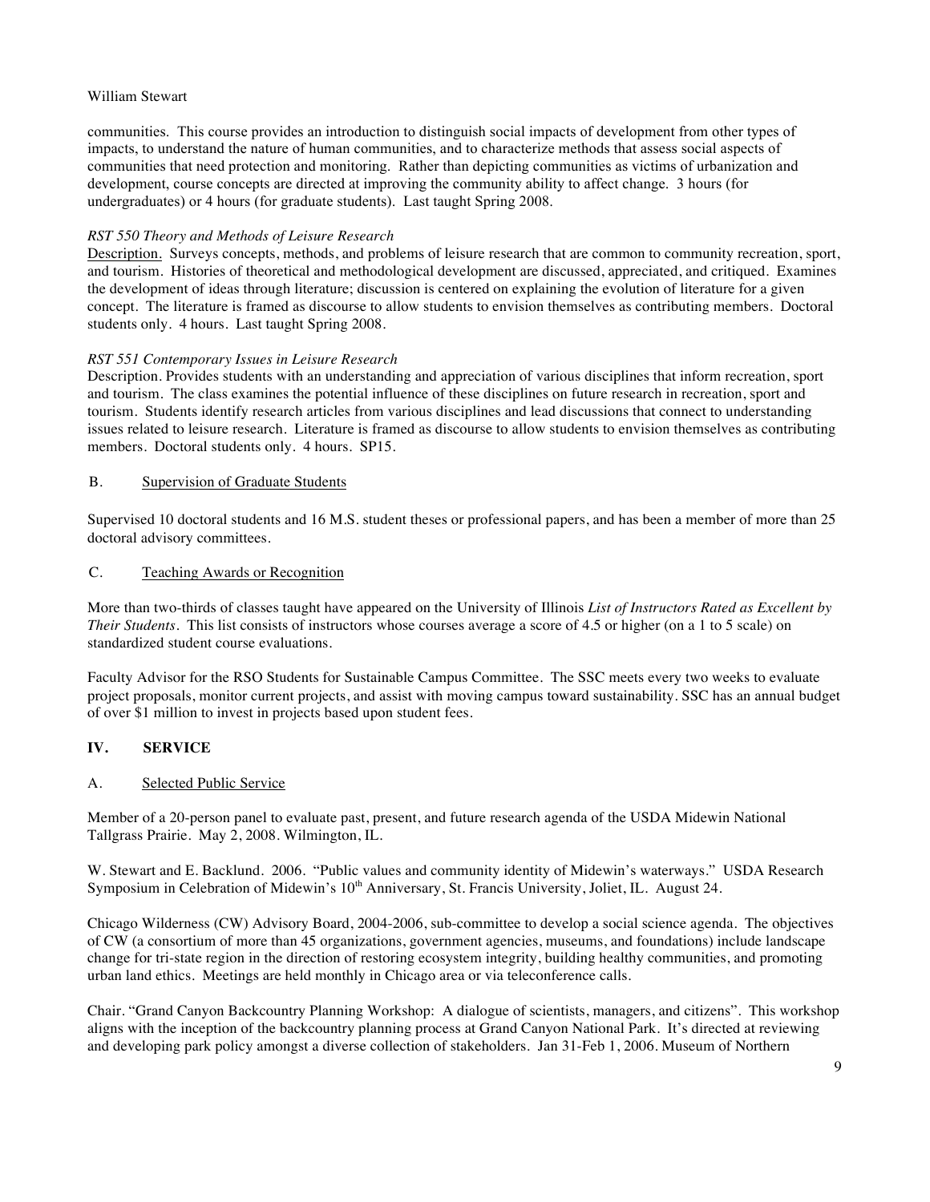communities. This course provides an introduction to distinguish social impacts of development from other types of impacts, to understand the nature of human communities, and to characterize methods that assess social aspects of communities that need protection and monitoring. Rather than depicting communities as victims of urbanization and development, course concepts are directed at improving the community ability to affect change. 3 hours (for undergraduates) or 4 hours (for graduate students). Last taught Spring 2008.

*RST 550 Theory and Methods of Leisure Research*

Description. Surveys concepts, methods, and problems of leisure research that are common to community recreation, sport, and tourism. Histories of theoretical and methodological development are discussed, appreciated, and critiqued. Examines the development of ideas through literature; discussion is centered on explaining the evolution of literature for a given concept. The literature is framed as discourse to allow students to envision themselves as contributing members. Doctoral students only. 4 hours. Last taught Spring 2008.

*RST 551 Contemporary Issues in Leisure Research*

Description. Provides students with an understanding and appreciation of various disciplines that inform recreation, sport and tourism. The class examines the potential influence of these disciplines on future research in recreation, sport and tourism. Students identify research articles from various disciplines and lead discussions that connect to understanding issues related to leisure research. Literature is framed as discourse to allow students to envision themselves as contributing members. Doctoral students only. 4 hours. SP15.

### B. Supervision of Graduate Students

Supervised 10 doctoral students and 16 M.S. student theses or professional papers, and has been a member of more than 25 doctoral advisory committees.

### C. Teaching Awards or Recognition

More than two-thirds of classes taught have appeared on the University of Illinois *List of Instructors Rated as Excellent by Their Students*. This list consists of instructors whose courses average a score of 4.5 or higher (on a 1 to 5 scale) on standardized student course evaluations.

Faculty Advisor for the RSO Students for Sustainable Campus Committee. The SSC meets every two weeks to evaluate project proposals, monitor current projects, and assist with moving campus toward sustainability. SSC has an annual budget of over $1 million to invest in projects based upon student fees.

## IV. SERVICE

### A. Selected Public Service

Member of a 20-person panel to evaluate past, present, and future research agenda of the USDA Midewin National Tallgrass Prairie. May 2, 2008. Wilmington, IL.

W. Stewart and E. Backlund. 2006. "Public values and community identity of Midewin's waterways." USDA Research Symposium in Celebration of Midewin's 10th Anniversary, St. Francis University, Joliet, IL. August 24.

Chicago Wilderness (CW) Advisory Board, 2004-2006, sub-committee to develop a social science agenda. The objectives of CW (a consortium of more than 45 organizations, government agencies, museums, and foundations) include landscape change for tri-state region in the direction of restoring ecosystem integrity, building healthy communities, and promoting urban land ethics. Meetings are held monthly in Chicago area or via teleconference calls.

Chair. "Grand Canyon Backcountry Planning Workshop: A dialogue of scientists, managers, and citizens". This workshop aligns with the inception of the backcountry planning process at Grand Canyon National Park. It's directed at reviewing and developing park policy amongst a diverse collection of stakeholders. Jan 31-Feb 1, 2006. Museum of Northern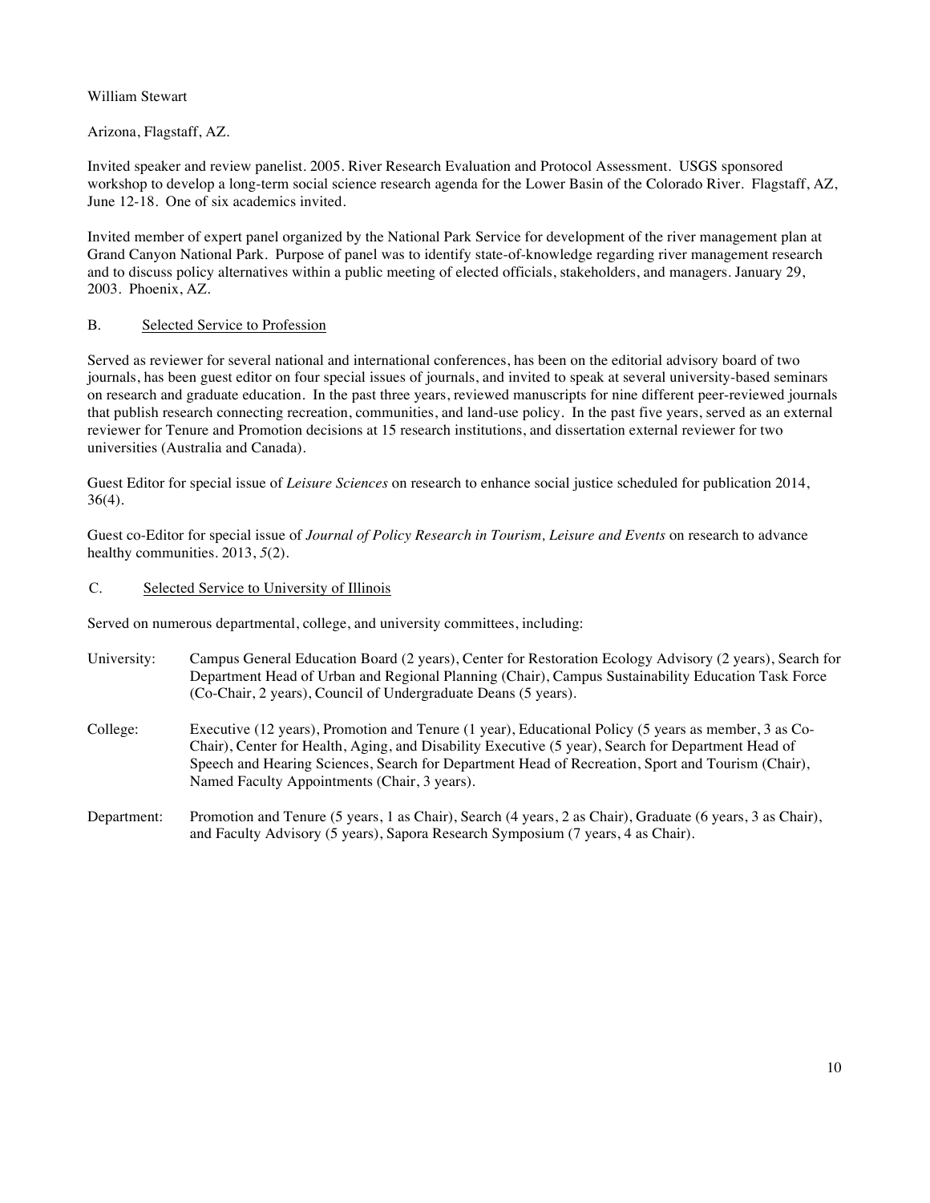Arizona, Flagstaff, AZ.

Invited speaker and review panelist. 2005. River Research Evaluation and Protocol Assessment. USGS sponsored workshop to develop a long-term social science research agenda for the Lower Basin of the Colorado River. Flagstaff, AZ, June 12-18. One of six academics invited.

Invited member of expert panel organized by the National Park Service for development of the river management plan at Grand Canyon National Park. Purpose of panel was to identify state-of-knowledge regarding river management research and to discuss policy alternatives within a public meeting of elected officials, stakeholders, and managers. January 29, 2003. Phoenix, AZ.

## B. Selected Service to Profession

Served as reviewer for several national and international conferences, has been on the editorial advisory board of two journals, has been guest editor on four special issues of journals, and invited to speak at several university-based seminars on research and graduate education. In the past three years, reviewed manuscripts for nine different peer-reviewed journals that publish research connecting recreation, communities, and land-use policy. In the past five years, served as an external reviewer for Tenure and Promotion decisions at 15 research institutions, and dissertation external reviewer for two universities (Australia and Canada).

Guest Editor for special issue of *Leisure Sciences* on research to enhance social justice scheduled for publication 2014, 36(4).

Guest co-Editor for special issue of *Journal of Policy Research in Tourism, Leisure and Events* on research to advance healthy communities. 2013, *5*(2).

## C. Selected Service to University of Illinois

Served on numerous departmental, college, and university committees, including:

University: Campus General Education Board (2 years), Center for Restoration Ecology Advisory (2 years), Search for Department Head of Urban and Regional Planning (Chair), Campus Sustainability Education Task Force (Co-Chair, 2 years), Council of Undergraduate Deans (5 years).

College: Executive (12 years), Promotion and Tenure (1 year), Educational Policy (5 years as member, 3 as Co-Chair), Center for Health, Aging, and Disability Executive (5 year), Search for Department Head of Speech and Hearing Sciences, Search for Department Head of Recreation, Sport and Tourism (Chair), Named Faculty Appointments (Chair, 3 years).

Department: Promotion and Tenure (5 years, 1 as Chair), Search (4 years, 2 as Chair), Graduate (6 years, 3 as Chair), and Faculty Advisory (5 years), Sapora Research Symposium (7 years, 4 as Chair).